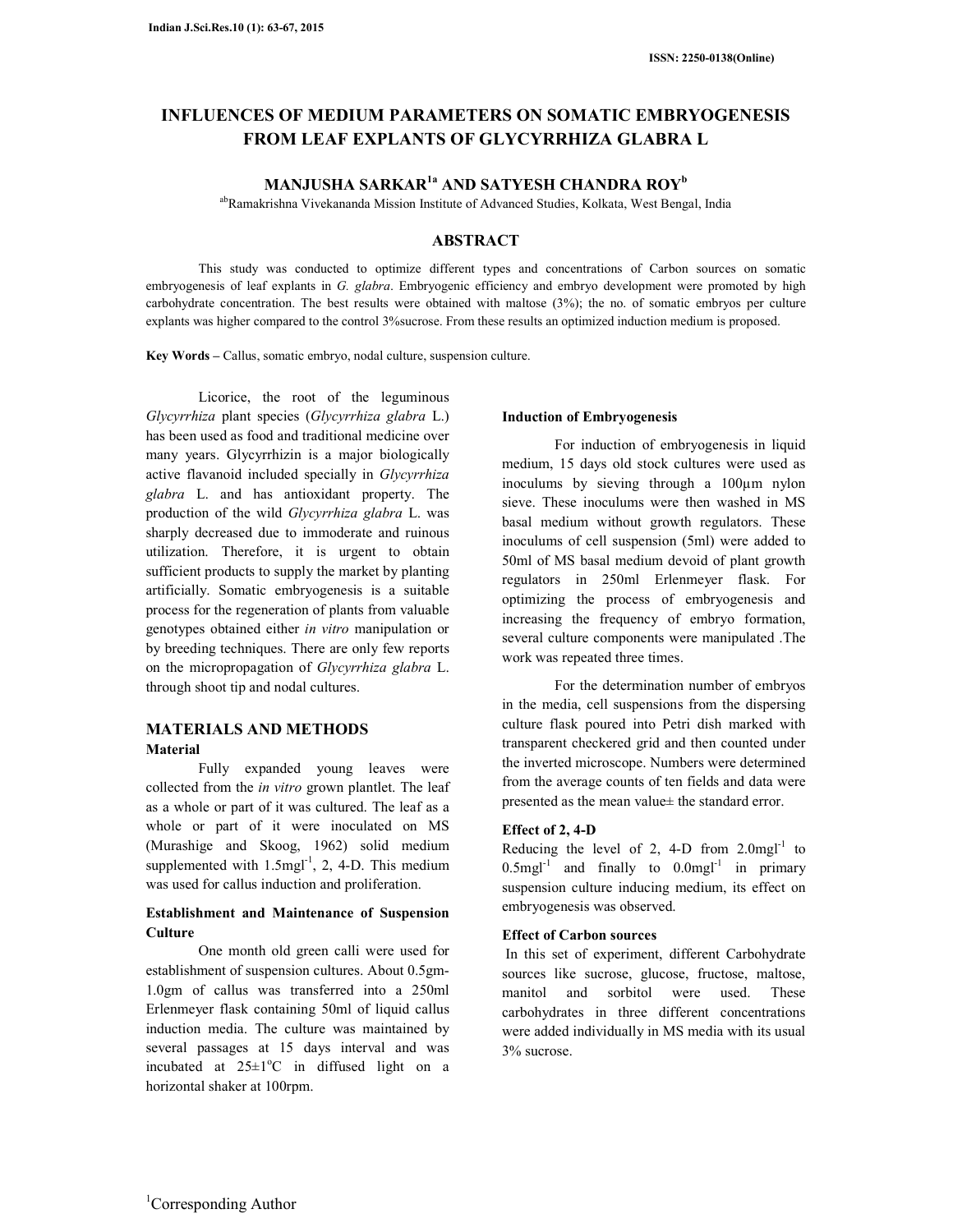# INFLUENCES OF MEDIUM PARAMETERS ON SOMATIC EMBRYOGENESIS FROM LEAF EXPLANTS OF GLYCYRRHIZA GLABRA L

**MANJUSHA SARKAR[1a] AND SATYESH CHANDRA ROY[b]**

[ab]Ramakrishna Vivekananda Mission Institute of Advanced Studies, Kolkata, West Bengal, India

## ABSTRACT

This study was conducted to optimize different types and concentrations of Carbon sources on somatic embryogenesis of leaf explants in *G. glabra*. Embryogenic efficiency and embryo development were promoted by high carbohydrate concentration. The best results were obtained with maltose (3%); the no. of somatic embryos per culture explants was higher compared to the control 3%sucrose. From these results an optimized induction medium is proposed.

**Key Words –** Callus, somatic embryo, nodal culture, suspension culture.

Licorice, the root of the leguminous *Glycyrrhiza* plant species (*Glycyrrhiza glabra* L.) has been used as food and traditional medicine over many years. Glycyrrhizin is a major biologically active flavanoid included specially in *Glycyrrhiza glabra* L. and has antioxidant property. The production of the wild *Glycyrrhiza glabra* L. was sharply decreased due to immoderate and ruinous utilization. Therefore, it is urgent to obtain sufficient products to supply the market by planting artificially. Somatic embryogenesis is a suitable process for the regeneration of plants from valuable genotypes obtained either *in vitro* manipulation or by breeding techniques. There are only few reports on the micropropagation of *Glycyrrhiza glabra* L. through shoot tip and nodal cultures.

## MATERIALS AND METHODS

### Material

Fully expanded young leaves were collected from the *in vitro* grown plantlet. The leaf as a whole or part of it was cultured. The leaf as a whole or part of it were inoculated on MS (Murashige and Skoog, 1962) solid medium supplemented with 1.5mgl$^{-1}$, 2, 4-D. This medium was used for callus induction and proliferation.

### Establishment and Maintenance of Suspension Culture

One month old green calli were used for establishment of suspension cultures. About 0.5gm-1.0gm of callus was transferred into a 250ml Erlenmeyer flask containing 50ml of liquid callus induction media. The culture was maintained by several passages at 15 days interval and was incubated at 25±1$^{o}$C in diffused light on a horizontal shaker at 100rpm.

### Induction of Embryogenesis

For induction of embryogenesis in liquid medium, 15 days old stock cultures were used as inoculums by sieving through a 100µm nylon sieve. These inoculums were then washed in MS basal medium without growth regulators. These inoculums of cell suspension (5ml) were added to 50ml of MS basal medium devoid of plant growth regulators in 250ml Erlenmeyer flask. For optimizing the process of embryogenesis and increasing the frequency of embryo formation, several culture components were manipulated .The work was repeated three times.

For the determination number of embryos in the media, cell suspensions from the dispersing culture flask poured into Petri dish marked with transparent checkered grid and then counted under the inverted microscope. Numbers were determined from the average counts of ten fields and data were presented as the mean value± the standard error.

### Effect of 2, 4-D

Reducing the level of 2, 4-D from 2.0mgl$^{-1}$ to 0.5mgl$^{-1}$ and finally to 0.0mgl$^{-1}$ in primary suspension culture inducing medium, its effect on embryogenesis was observed.

### Effect of Carbon sources

In this set of experiment, different Carbohydrate sources like sucrose, glucose, fructose, maltose, manitol and sorbitol were used. These carbohydrates in three different concentrations were added individually in MS media with its usual 3% sucrose.

[1]Corresponding Author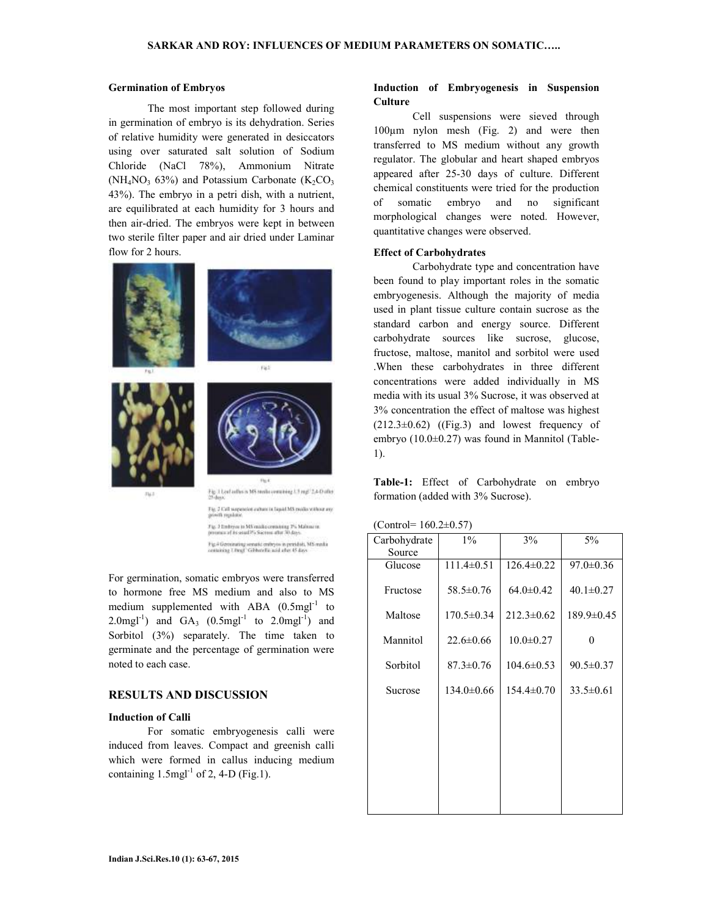### Germination of Embryos

The most important step followed during in germination of embryo is its dehydration. Series of relative humidity were generated in desiccators using over saturated salt solution of Sodium Chloride (NaCl 78%), Ammonium Nitrate ($NH_4NO_3$ 63%) and Potassium Carbonate ($K_2CO_3$ 43%). The embryo in a petri dish, with a nutrient, are equilibrated at each humidity for 3 hours and then air-dried. The embryos were kept in between two sterile filter paper and air dried under Laminar flow for 2 hours.

Fig. 1 Leaf callus in MS media containing 1.5 mgl$^{-1}$ 2,4-D after 25 days.

Fig. 2 Cell suspension culture in liquid MS media without any growth regulator.

Fig. 3 Embryos in MS media containing 3% Maltose in presence of its usual 3% Sucrose after 30 days.

Fig. 4 Germinating somatic embryos in petridish, MS media containing 1.0mgl$^{-1}$ Gibberellic acid after 45 days.

For germination, somatic embryos were transferred to hormone free MS medium and also to MS medium supplemented with ABA (0.5mgl$^{-1}$ to 2.0mgl$^{-1}$) and $GA_3$ (0.5mgl$^{-1}$ to 2.0mgl$^{-1}$) and Sorbitol (3%) separately. The time taken to germinate and the percentage of germination were noted to each case.

## RESULTS AND DISCUSSION

### Induction of Calli

For somatic embryogenesis calli were induced from leaves. Compact and greenish calli which were formed in callus inducing medium containing 1.5mgl$^{-1}$ of 2, 4-D (Fig.1).

### Induction of Embryogenesis in Suspension Culture

Cell suspensions were sieved through 100µm nylon mesh (Fig. 2) and were then transferred to MS medium without any growth regulator. The globular and heart shaped embryos appeared after 25-30 days of culture. Different chemical constituents were tried for the production of somatic embryo and no significant morphological changes were noted. However, quantitative changes were observed.

### Effect of Carbohydrates

Carbohydrate type and concentration have been found to play important roles in the somatic embryogenesis. Although the majority of media used in plant tissue culture contain sucrose as the standard carbon and energy source. Different carbohydrate sources like sucrose, glucose, fructose, maltose, manitol and sorbitol were used .When these carbohydrates in three different concentrations were added individually in MS media with its usual 3% Sucrose, it was observed at 3% concentration the effect of maltose was highest (212.3±0.62) ((Fig.3) and lowest frequency of embryo (10.0±0.27) was found in Mannitol (Table-1).

**Table-1:** Effect of Carbohydrate on embryo formation (added with 3% Sucrose).

(Control= 160.2±0.57)

| Carbohydrate Source | 1% | 3% | 5% |
|---|---|---|---|
| Glucose | 111.4±0.51 | 126.4±0.22 | 97.0±0.36 |
| Fructose | 58.5±0.76 | 64.0±0.42 | 40.1±0.27 |
| Maltose | 170.5±0.34 | 212.3±0.62 | 189.9±0.45 |
| Mannitol | 22.6±0.66 | 10.0±0.27 | 0 |
| Sorbitol | 87.3±0.76 | 104.6±0.53 | 90.5±0.37 |
| Sucrose | 134.0±0.66 | 154.4±0.70 | 33.5±0.61 |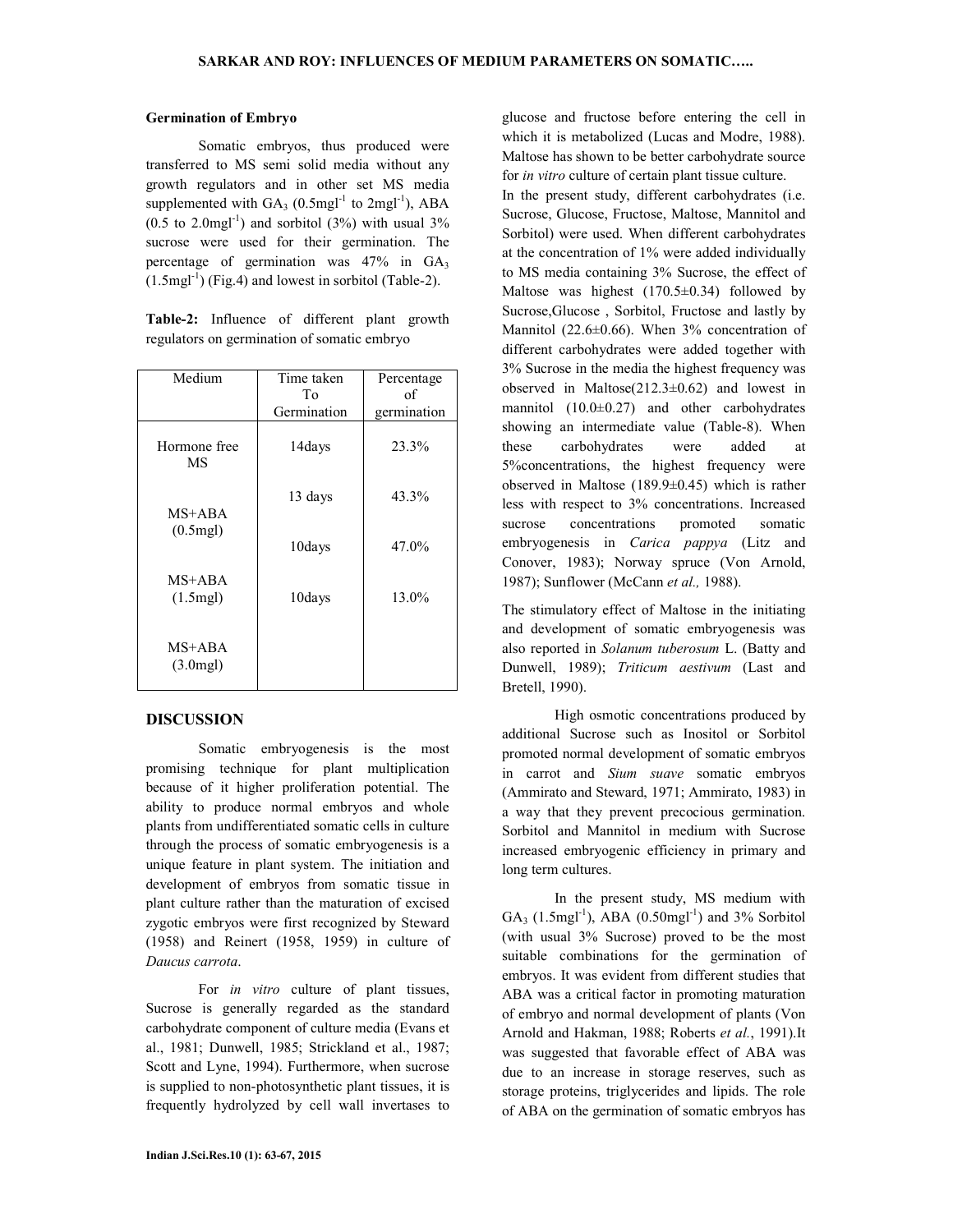**Germination of Embryo**

Somatic embryos, thus produced were transferred to MS semi solid media without any growth regulators and in other set MS media supplemented with $GA_3$ ($0.5mgl^{-1}$ to $2mgl^{-1}$), ABA (0.5 to $2.0mgl^{-1}$) and sorbitol (3%) with usual 3% sucrose were used for their germination. The percentage of germination was 47% in $GA_3$ ($1.5mgl^{-1}$) (Fig.4) and lowest in sorbitol (Table-2).

**Table-2:** Influence of different plant growth regulators on germination of somatic embryo

| Medium | Time taken To Germination | Percentage of germination |
|---|---|---|
| Hormone free MS | 14days | 23.3% |
| MS+ABA (0.5mgl) | 13 days | 43.3% |
| MS+ABA (1.5mgl) | 10days | 47.0% |
| MS+ABA (3.0mgl) | 10days | 13.0% |

## DISCUSSION

Somatic embryogenesis is the most promising technique for plant multiplication because of it higher proliferation potential. The ability to produce normal embryos and whole plants from undifferentiated somatic cells in culture through the process of somatic embryogenesis is a unique feature in plant system. The initiation and development of embryos from somatic tissue in plant culture rather than the maturation of excised zygotic embryos were first recognized by Steward (1958) and Reinert (1958, 1959) in culture of *Daucus carrota*.

For *in vitro* culture of plant tissues, Sucrose is generally regarded as the standard carbohydrate component of culture media (Evans et al., 1981; Dunwell, 1985; Strickland et al., 1987; Scott and Lyne, 1994). Furthermore, when sucrose is supplied to non-photosynthetic plant tissues, it is frequently hydrolyzed by cell wall invertases to glucose and fructose before entering the cell in which it is metabolized (Lucas and Modre, 1988). Maltose has shown to be better carbohydrate source for *in vitro* culture of certain plant tissue culture.

In the present study, different carbohydrates (i.e. Sucrose, Glucose, Fructose, Maltose, Mannitol and Sorbitol) were used. When different carbohydrates at the concentration of 1% were added individually to MS media containing 3% Sucrose, the effect of Maltose was highest ($170.5\pm0.34$) followed by Sucrose,Glucose , Sorbitol, Fructose and lastly by Mannitol ($22.6\pm0.66$). When 3% concentration of different carbohydrates were added together with 3% Sucrose in the media the highest frequency was observed in Maltose($212.3\pm0.62$) and lowest in mannitol ($10.0\pm0.27$) and other carbohydrates showing an intermediate value (Table-8). When these carbohydrates were added at 5%concentrations, the highest frequency were observed in Maltose ($189.9\pm0.45$) which is rather less with respect to 3% concentrations. Increased sucrose concentrations promoted somatic embryogenesis in *Carica pappya* (Litz and Conover, 1983); Norway spruce (Von Arnold, 1987); Sunflower (McCann *et al.,* 1988).

The stimulatory effect of Maltose in the initiating and development of somatic embryogenesis was also reported in *Solanum tuberosum* L. (Batty and Dunwell, 1989); *Triticum aestivum* (Last and Bretell, 1990).

High osmotic concentrations produced by additional Sucrose such as Inositol or Sorbitol promoted normal development of somatic embryos in carrot and *Sium suave* somatic embryos (Ammirato and Steward, 1971; Ammirato, 1983) in a way that they prevent precocious germination. Sorbitol and Mannitol in medium with Sucrose increased embryogenic efficiency in primary and long term cultures.

In the present study, MS medium with $GA_3$ ($1.5mgl^{-1}$), ABA ($0.50mgl^{-1}$) and 3% Sorbitol (with usual 3% Sucrose) proved to be the most suitable combinations for the germination of embryos. It was evident from different studies that ABA was a critical factor in promoting maturation of embryo and normal development of plants (Von Arnold and Hakman, 1988; Roberts *et al.*, 1991).It was suggested that favorable effect of ABA was due to an increase in storage reserves, such as storage proteins, triglycerides and lipids. The role of ABA on the germination of somatic embryos has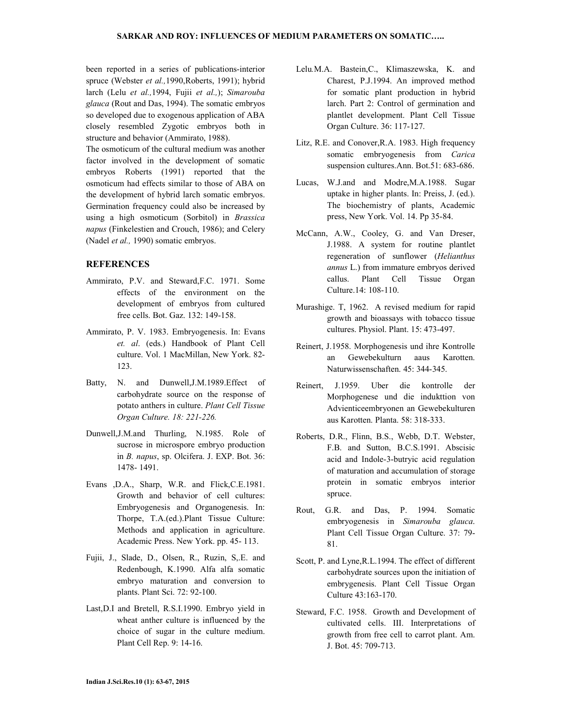been reported in a series of publications-interior spruce (Webster *et al.,*1990,Roberts, 1991); hybrid larch (Lelu *et al.,*1994, Fujii *et al.,*); *Simarouba glauca* (Rout and Das, 1994). The somatic embryos so developed due to exogenous application of ABA closely resembled Zygotic embryos both in structure and behavior (Ammirato, 1988).

The osmoticum of the cultural medium was another factor involved in the development of somatic embryos Roberts (1991) reported that the osmoticum had effects similar to those of ABA on the development of hybrid larch somatic embryos. Germination frequency could also be increased by using a high osmoticum (Sorbitol) in *Brassica napus* (Finkelestien and Crouch, 1986); and Celery (Nadel *et al.,* 1990) somatic embryos.

## REFERENCES

Ammirato, P.V. and Steward,F.C. 1971. Some effects of the environment on the development of embryos from cultured free cells. Bot. Gaz. 132: 149-158.

Ammirato, P. V. 1983. Embryogenesis. In: Evans *et. al*. (eds.) Handbook of Plant Cell culture. Vol. 1 MacMillan, New York. 82-123.

Batty, N. and Dunwell,J.M.1989.Effect of carbohydrate source on the response of potato anthers in culture. *Plant Cell Tissue Organ Culture. 18: 221-226.*

Dunwell,J.M.and Thurling, N.1985. Role of sucrose in microspore embryo production in *B. napus*, sp. Olcifera. J. EXP. Bot. 36: 1478- 1491.

Evans ,D.A., Sharp, W.R. and Flick,C.E.1981. Growth and behavior of cell cultures: Embryogenesis and Organogenesis. In: Thorpe, T.A.(ed.).Plant Tissue Culture: Methods and application in agriculture. Academic Press. New York. pp. 45- 113.

Fujii, J., Slade, D., Olsen, R., Ruzin, S,.E. and Redenbough, K.1990. Alfa alfa somatic embryo maturation and conversion to plants. Plant Sci. 72: 92-100.

Last,D.I and Bretell, R.S.I.1990. Embryo yield in wheat anther culture is influenced by the choice of sugar in the culture medium. Plant Cell Rep. 9: 14-16.

Lelu.M.A. Bastein,C., Klimaszewska, K. and Charest, P.J.1994. An improved method for somatic plant production in hybrid larch. Part 2: Control of germination and plantlet development. Plant Cell Tissue Organ Culture. 36: 117-127.

Litz, R.E. and Conover,R.A. 1983. High frequency somatic embryogenesis from *Carica* suspension cultures.Ann. Bot.51: 683-686.

Lucas, W.J.and and Modre,M.A.1988. Sugar uptake in higher plants. In: Preiss, J. (ed.). The biochemistry of plants, Academic press, New York. Vol. 14. Pp 35-84.

McCann, A.W., Cooley, G. and Van Dreser, J.1988. A system for routine plantlet regeneration of sunflower (*Helianthus annus* L.) from immature embryos derived callus. Plant Cell Tissue Organ Culture.14: 108-110.

Murashige. T, 1962. A revised medium for rapid growth and bioassays with tobacco tissue cultures. Physiol. Plant. 15: 473-497.

Reinert, J.1958. Morphogenesis und ihre Kontrolle an Gewebekulturn aaus Karotten. Naturwissenschaften. 45: 344-345.

Reinert, J.1959. Uber die kontrolle der Morphogenese und die induktion von Advienticeembryonen an Gewebekulturen aus Karotten. Planta. 58: 318-333.

Roberts, D.R., Flinn, B.S., Webb, D.T. Webster, F.B. and Sutton, B.C.S.1991. Abscisic acid and Indole-3-butryic acid regulation of maturation and accumulation of storage protein in somatic embryos interior spruce.

Rout, G.R. and Das, P. 1994. Somatic embryogenesis in *Simarouba glauca*. Plant Cell Tissue Organ Culture. 37: 79-81.

Scott, P. and Lyne,R.L.1994. The effect of different carbohydrate sources upon the initiation of embrygenesis. Plant Cell Tissue Organ Culture 43:163-170.

Steward, F.C. 1958. Growth and Development of cultivated cells. III. Interpretations of growth from free cell to carrot plant. Am. J. Bot. 45: 709-713.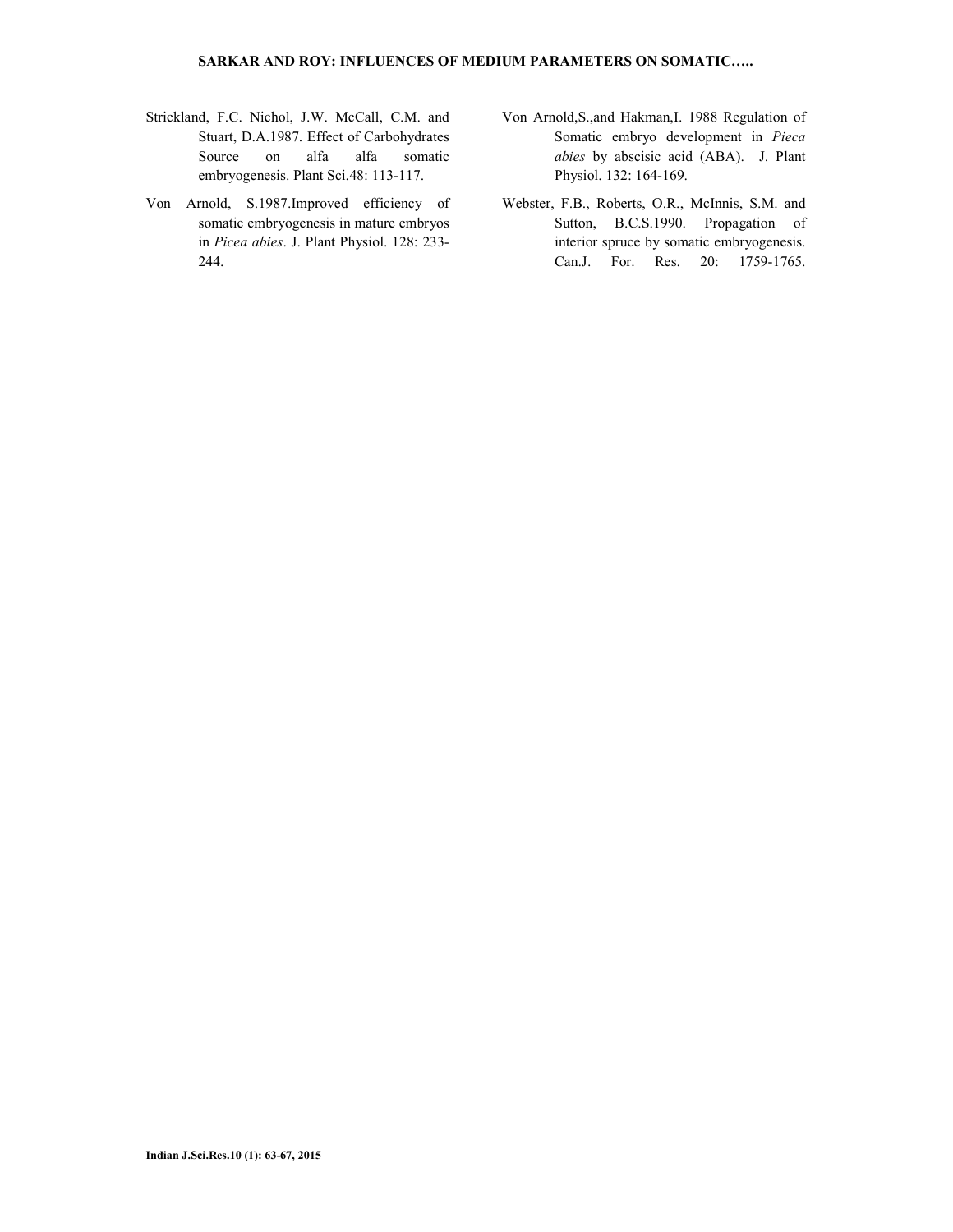Strickland, F.C. Nichol, J.W. McCall, C.M. and Stuart, D.A.1987. Effect of Carbohydrates Source on alfa alfa somatic embryogenesis. Plant Sci.48: 113-117.

Von Arnold, S.1987.Improved efficiency of somatic embryogenesis in mature embryos in *Picea abies*. J. Plant Physiol. 128: 233-244.

Von Arnold,S.,and Hakman,I. 1988 Regulation of Somatic embryo development in *Pieca abies* by abscisic acid (ABA). J. Plant Physiol. 132: 164-169.

Webster, F.B., Roberts, O.R., McInnis, S.M. and Sutton, B.C.S.1990. Propagation of interior spruce by somatic embryogenesis. Can.J. For. Res. 20: 1759-1765.